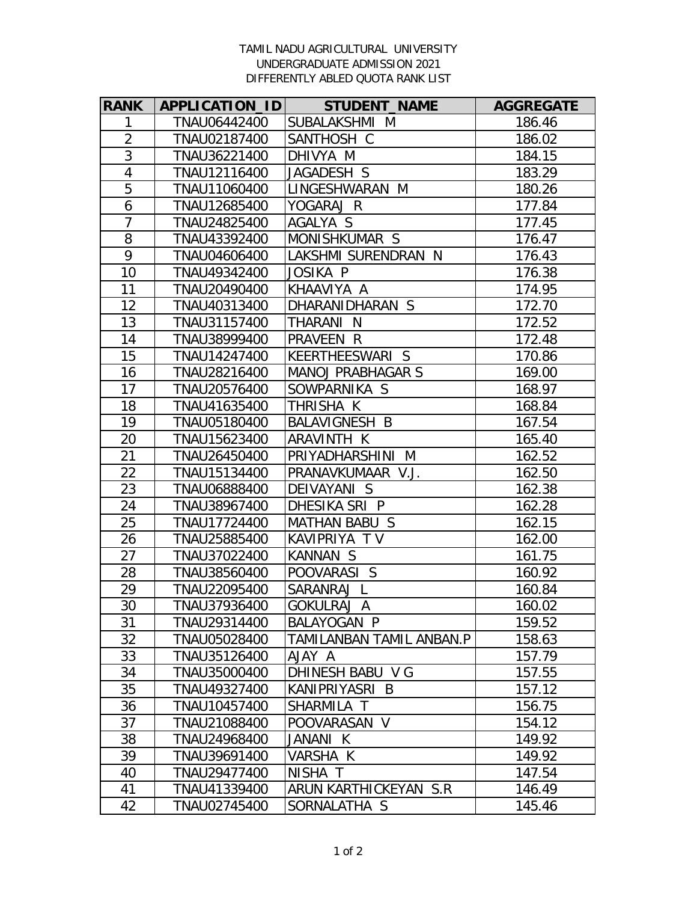TAMIL NADU AGRICULTURAL UNIVERSITY
UNDERGRADUATE ADMISSION 2021
DIFFERENTLY ABLED QUOTA RANK LIST

| RANK | APPLICATION_ID | STUDENT_NAME | AGGREGATE |
|---|---|---|---|
| 1 | TNAU06442400 | SUBALAKSHMI M | 186.46 |
| 2 | TNAU02187400 | SANTHOSH C | 186.02 |
| 3 | TNAU36221400 | DHIVYA M | 184.15 |
| 4 | TNAU12116400 | JAGADESH S | 183.29 |
| 5 | TNAU11060400 | LINGESHWARAN M | 180.26 |
| 6 | TNAU12685400 | YOGARAJ R | 177.84 |
| 7 | TNAU24825400 | AGALYA S | 177.45 |
| 8 | TNAU43392400 | MONISHKUMAR S | 176.47 |
| 9 | TNAU04606400 | LAKSHMI SURENDRAN N | 176.43 |
| 10 | TNAU49342400 | JOSIKA P | 176.38 |
| 11 | TNAU20490400 | KHAAVIYA A | 174.95 |
| 12 | TNAU40313400 | DHARANIDHARAN S | 172.70 |
| 13 | TNAU31157400 | THARANI N | 172.52 |
| 14 | TNAU38999400 | PRAVEEN R | 172.48 |
| 15 | TNAU14247400 | KEERTHEESWARI S | 170.86 |
| 16 | TNAU28216400 | MANOJ PRABHAGAR S | 169.00 |
| 17 | TNAU20576400 | SOWPARNIKA S | 168.97 |
| 18 | TNAU41635400 | THRISHA K | 168.84 |
| 19 | TNAU05180400 | BALAVIGNESH B | 167.54 |
| 20 | TNAU15623400 | ARAVINTH K | 165.40 |
| 21 | TNAU26450400 | PRIYADHARSHINI M | 162.52 |
| 22 | TNAU15134400 | PRANAVKUMAAR V.J. | 162.50 |
| 23 | TNAU06888400 | DEIVAYANI S | 162.38 |
| 24 | TNAU38967400 | DHESIKA SRI P | 162.28 |
| 25 | TNAU17724400 | MATHAN BABU S | 162.15 |
| 26 | TNAU25885400 | KAVIPRIYA T V | 162.00 |
| 27 | TNAU37022400 | KANNAN S | 161.75 |
| 28 | TNAU38560400 | POOVARASI S | 160.92 |
| 29 | TNAU22095400 | SARANRAJ L | 160.84 |
| 30 | TNAU37936400 | GOKULRAJ A | 160.02 |
| 31 | TNAU29314400 | BALAYOGAN P | 159.52 |
| 32 | TNAU05028400 | TAMILANBAN TAMIL ANBAN.P | 158.63 |
| 33 | TNAU35126400 | AJAY A | 157.79 |
| 34 | TNAU35000400 | DHINESH BABU V G | 157.55 |
| 35 | TNAU49327400 | KANIPRIYASRI B | 157.12 |
| 36 | TNAU10457400 | SHARMILA T | 156.75 |
| 37 | TNAU21088400 | POOVARASAN V | 154.12 |
| 38 | TNAU24968400 | JANANI K | 149.92 |
| 39 | TNAU39691400 | VARSHA K | 149.92 |
| 40 | TNAU29477400 | NISHA T | 147.54 |
| 41 | TNAU41339400 | ARUN KARTHICKEYAN S.R | 146.49 |
| 42 | TNAU02745400 | SORNALATHA S | 145.46 |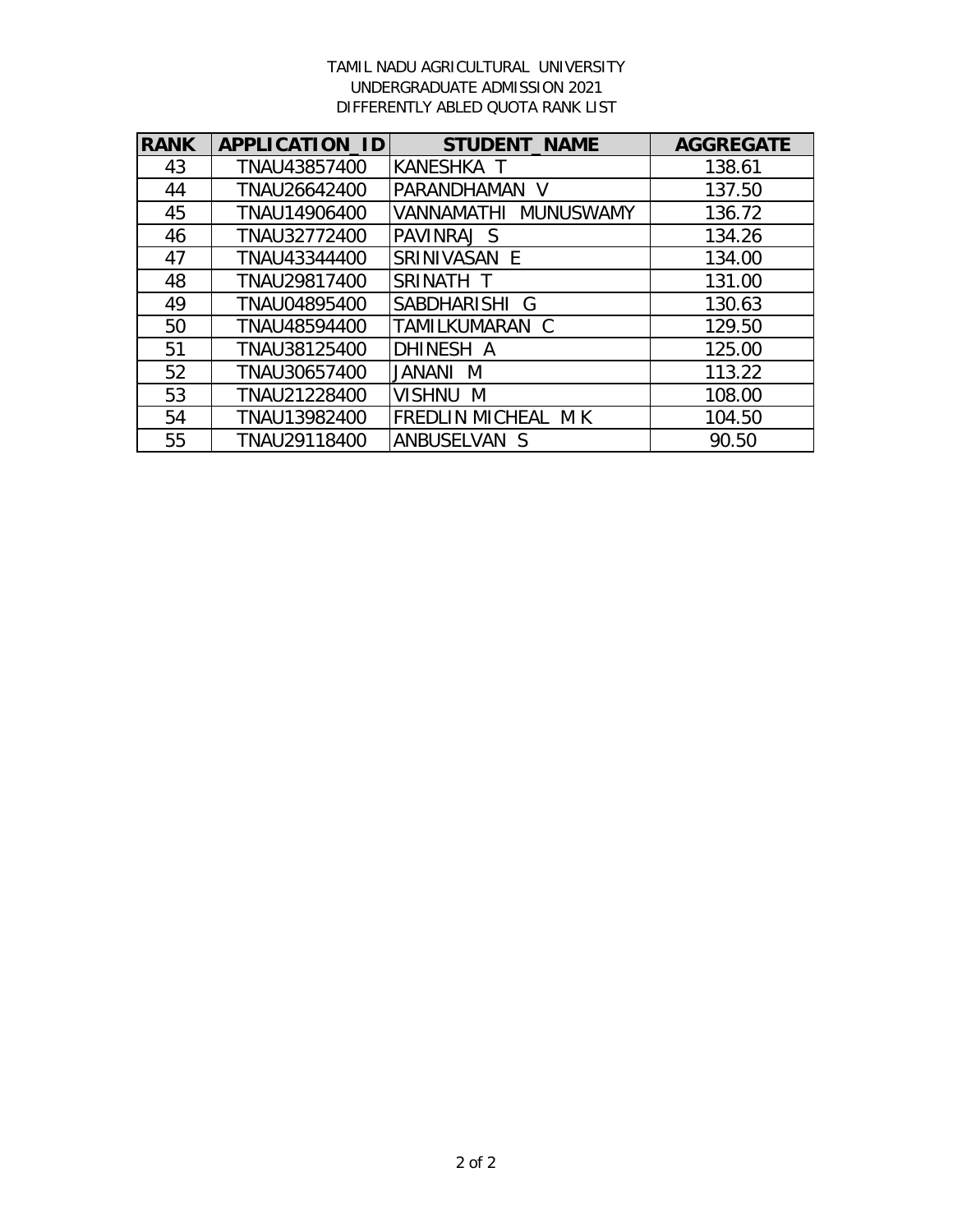TAMIL NADU AGRICULTURAL UNIVERSITY
UNDERGRADUATE ADMISSION 2021
DIFFERENTLY ABLED QUOTA RANK LIST

| RANK | APPLICATION_ID | STUDENT_NAME | AGGREGATE |
|---|---|---|---|
| 43 | TNAU43857400 | KANESHKA T | 138.61 |
| 44 | TNAU26642400 | PARANDHAMAN V | 137.50 |
| 45 | TNAU14906400 | VANNAMATHI MUNUSWAMY | 136.72 |
| 46 | TNAU32772400 | PAVINRAJ S | 134.26 |
| 47 | TNAU43344400 | SRINIVASAN E | 134.00 |
| 48 | TNAU29817400 | SRINATH T | 131.00 |
| 49 | TNAU04895400 | SABDHARISHI G | 130.63 |
| 50 | TNAU48594400 | TAMILKUMARAN C | 129.50 |
| 51 | TNAU38125400 | DHINESH A | 125.00 |
| 52 | TNAU30657400 | JANANI M | 113.22 |
| 53 | TNAU21228400 | VISHNU M | 108.00 |
| 54 | TNAU13982400 | FREDLIN MICHEAL M K | 104.50 |
| 55 | TNAU29118400 | ANBUSELVAN S | 90.50 |